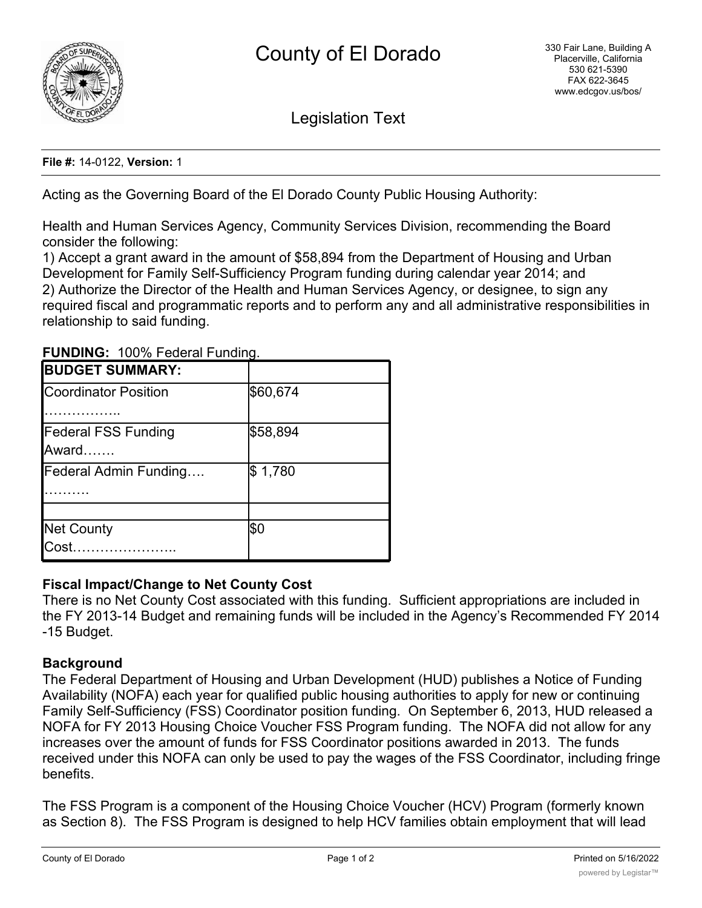# County of El Dorado

330 Fair Lane, Building A
Placerville, California
530 621-5390
FAX 622-3645
www.edcgov.us/bos/

## Legislation Text

**File #:** 14-0122, **Version:** 1

Acting as the Governing Board of the El Dorado County Public Housing Authority:

Health and Human Services Agency, Community Services Division, recommending the Board consider the following:
1) Accept a grant award in the amount of $58,894 from the Department of Housing and Urban Development for Family Self-Sufficiency Program funding during calendar year 2014; and
2) Authorize the Director of the Health and Human Services Agency, or designee, to sign any required fiscal and programmatic reports and to perform any and all administrative responsibilities in relationship to said funding.

**FUNDING:** 100% Federal Funding.

| **BUDGET SUMMARY:** | |
|---|---|
| Coordinator Position …………….. | $60,674 |
| Federal FSS Funding Award……. | $58,894 |
| Federal Admin Funding…. ………. | $ 1,780 |
| | |
| Net County Cost………………….. | $0 |

**Fiscal Impact/Change to Net County Cost**
There is no Net County Cost associated with this funding. Sufficient appropriations are included in the FY 2013-14 Budget and remaining funds will be included in the Agency's Recommended FY 2014-15 Budget.

**Background**
The Federal Department of Housing and Urban Development (HUD) publishes a Notice of Funding Availability (NOFA) each year for qualified public housing authorities to apply for new or continuing Family Self-Sufficiency (FSS) Coordinator position funding. On September 6, 2013, HUD released a NOFA for FY 2013 Housing Choice Voucher FSS Program funding. The NOFA did not allow for any increases over the amount of funds for FSS Coordinator positions awarded in 2013. The funds received under this NOFA can only be used to pay the wages of the FSS Coordinator, including fringe benefits.

The FSS Program is a component of the Housing Choice Voucher (HCV) Program (formerly known as Section 8). The FSS Program is designed to help HCV families obtain employment that will lead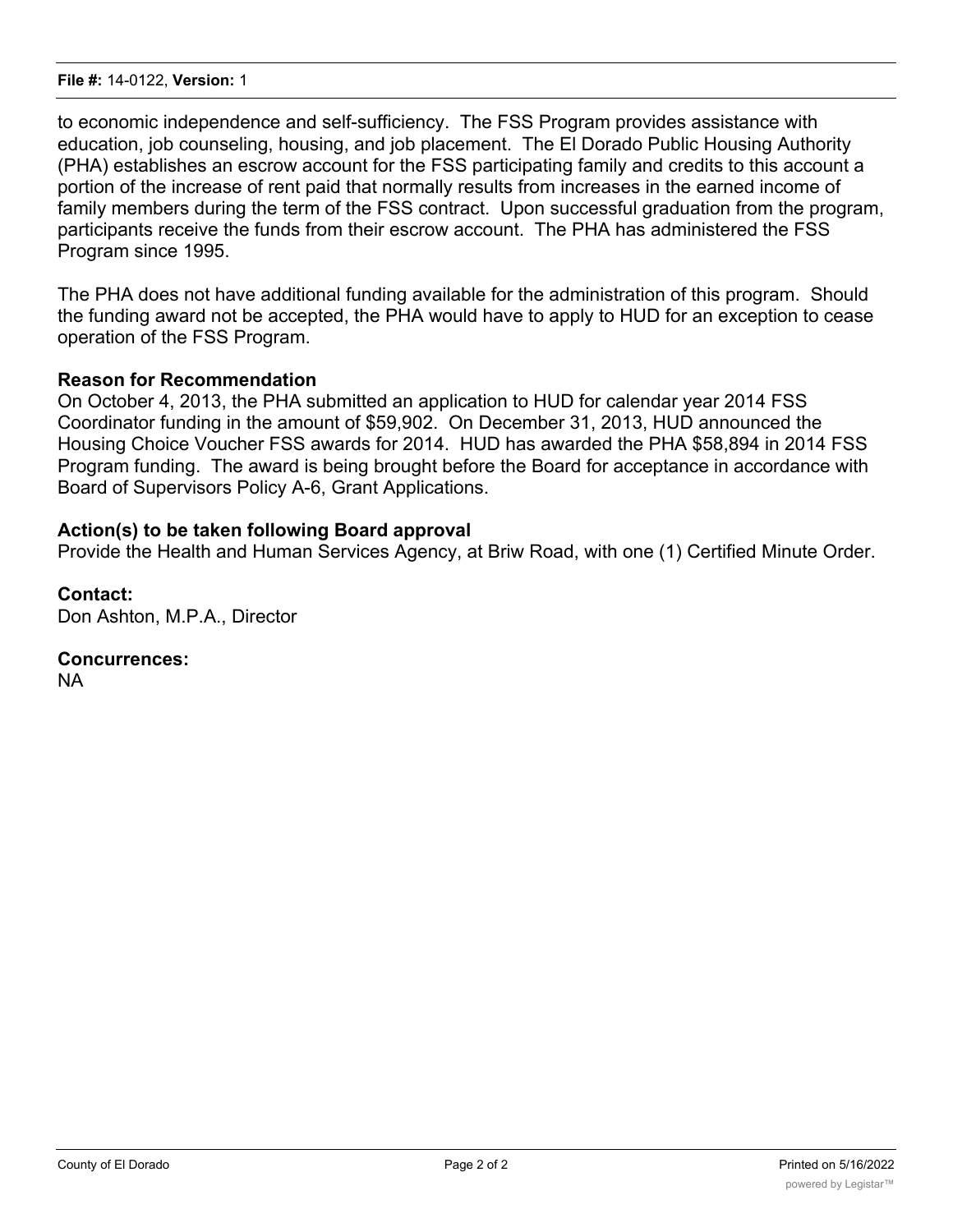to economic independence and self-sufficiency. The FSS Program provides assistance with education, job counseling, housing, and job placement. The El Dorado Public Housing Authority (PHA) establishes an escrow account for the FSS participating family and credits to this account a portion of the increase of rent paid that normally results from increases in the earned income of family members during the term of the FSS contract. Upon successful graduation from the program, participants receive the funds from their escrow account. The PHA has administered the FSS Program since 1995.

The PHA does not have additional funding available for the administration of this program. Should the funding award not be accepted, the PHA would have to apply to HUD for an exception to cease operation of the FSS Program.

**Reason for Recommendation**
On October 4, 2013, the PHA submitted an application to HUD for calendar year 2014 FSS Coordinator funding in the amount of $59,902. On December 31, 2013, HUD announced the Housing Choice Voucher FSS awards for 2014. HUD has awarded the PHA $58,894 in 2014 FSS Program funding. The award is being brought before the Board for acceptance in accordance with Board of Supervisors Policy A-6, Grant Applications.

**Action(s) to be taken following Board approval**
Provide the Health and Human Services Agency, at Briw Road, with one (1) Certified Minute Order.

**Contact:**
Don Ashton, M.P.A., Director

**Concurrences:**
NA